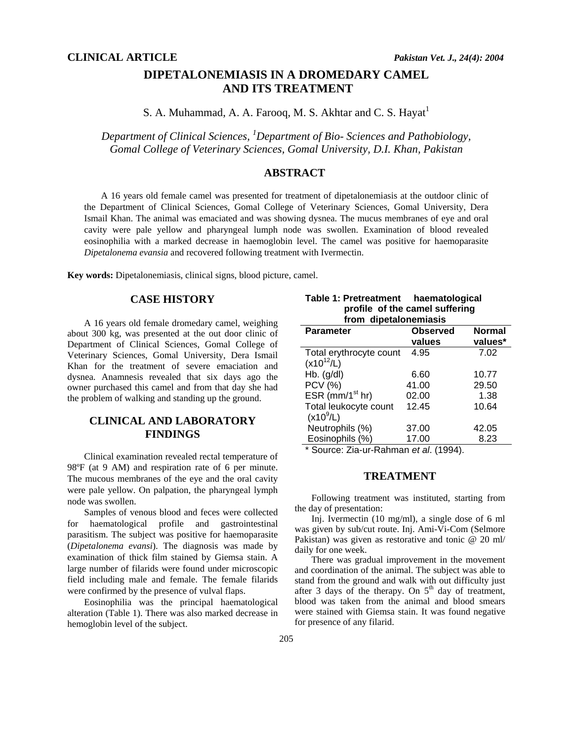**CLINICAL ARTICLE**

# DIPETALONEMIASIS IN A DROMEDARY CAMEL AND ITS TREATMENT

S. A. Muhammad, A. A. Farooq, M. S. Akhtar and C. S. Hayat[1]

*Department of Clinical Sciences, [1]Department of Bio- Sciences and Pathobiology, Gomal College of Veterinary Sciences, Gomal University, D.I. Khan, Pakistan*

## ABSTRACT

A 16 years old female camel was presented for treatment of dipetalonemiasis at the outdoor clinic of the Department of Clinical Sciences, Gomal College of Veterinary Sciences, Gomal University, Dera Ismail Khan. The animal was emaciated and was showing dysnea. The mucus membranes of eye and oral cavity were pale yellow and pharyngeal lumph node was swollen. Examination of blood revealed eosinophilia with a marked decrease in haemoglobin level. The camel was positive for haemoparasite *Dipetalonema evansia* and recovered following treatment with Ivermectin.

**Key words:** Dipetalonemiasis, clinical signs, blood picture, camel.

## CASE HISTORY

A 16 years old female dromedary camel, weighing about 300 kg, was presented at the out door clinic of Department of Clinical Sciences, Gomal College of Veterinary Sciences, Gomal University, Dera Ismail Khan for the treatment of severe emaciation and dysnea. Anamnesis revealed that six days ago the owner purchased this camel and from that day she had the problem of walking and standing up the ground.

## CLINICAL AND LABORATORY FINDINGS

Clinical examination revealed rectal temperature of 98ºF (at 9 AM) and respiration rate of 6 per minute. The mucous membranes of the eye and the oral cavity were pale yellow. On palpation, the pharyngeal lymph node was swollen.

Samples of venous blood and feces were collected for haematological profile and gastrointestinal parasitism. The subject was positive for haemoparasite (*Dipetalonema evansi*). The diagnosis was made by examination of thick film stained by Giemsa stain. A large number of filarids were found under microscopic field including male and female. The female filarids were confirmed by the presence of vulval flaps.

Eosinophilia was the principal haematological alteration (Table 1). There was also marked decrease in hemoglobin level of the subject.

**Table 1: Pretreatment haematological profile of the camel suffering from dipetalonemiasis**

| Parameter | Observed values | Normal values* |
|---|---|---|
| Total erythrocyte count ($x10^{12}$/L) | 4.95 | 7.02 |
| Hb. (g/dl) | 6.60 | 10.77 |
| PCV (%) | 41.00 | 29.50 |
| ESR (mm/1$^{st}$ hr) | 02.00 | 1.38 |
| Total leukocyte count ($x10^{9}$/L) | 12.45 | 10.64 |
| Neutrophils (%) | 37.00 | 42.05 |
| Eosinophils (%) | 17.00 | 8.23 |

\* Source: Zia-ur-Rahman *et al*. (1994).

## TREATMENT

Following treatment was instituted, starting from the day of presentation:

Inj. Ivermectin (10 mg/ml), a single dose of 6 ml was given by sub/cut route. Inj. Ami-Vi-Com (Selmore Pakistan) was given as restorative and tonic @ 20 ml/ daily for one week.

There was gradual improvement in the movement and coordination of the animal. The subject was able to stand from the ground and walk with out difficulty just after 3 days of the therapy. On 5$^{th}$ day of treatment, blood was taken from the animal and blood smears were stained with Giemsa stain. It was found negative for presence of any filarid.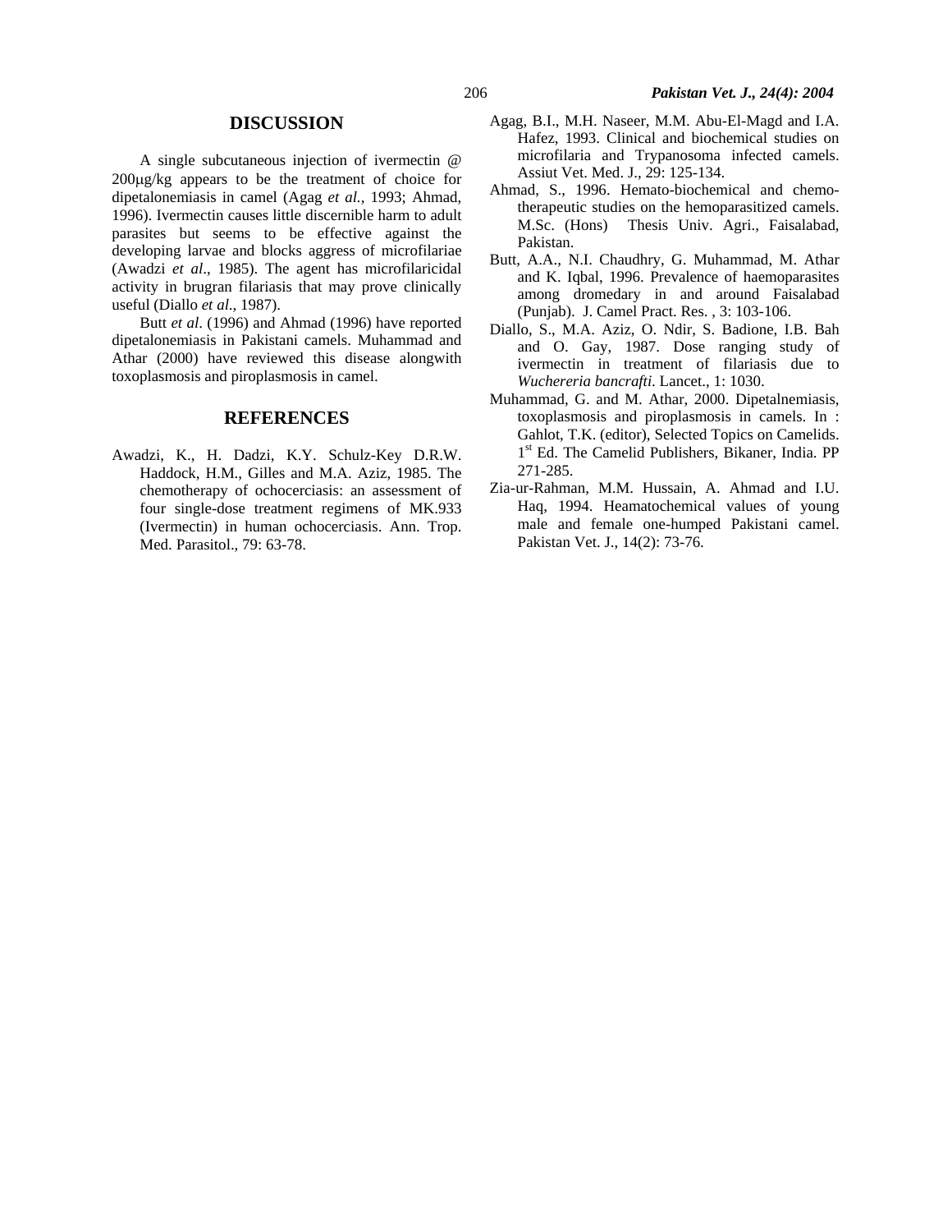## DISCUSSION

A single subcutaneous injection of ivermectin @ 200μg/kg appears to be the treatment of choice for dipetalonemiasis in camel (Agag *et al.,* 1993; Ahmad, 1996). Ivermectin causes little discernible harm to adult parasites but seems to be effective against the developing larvae and blocks aggress of microfilariae (Awadzi *et al*., 1985). The agent has microfilaricidal activity in brugran filariasis that may prove clinically useful (Diallo *et al*., 1987).

Butt *et al*. (1996) and Ahmad (1996) have reported dipetalonemiasis in Pakistani camels. Muhammad and Athar (2000) have reviewed this disease alongwith toxoplasmosis and piroplasmosis in camel.

## REFERENCES

Awadzi, K., H. Dadzi, K.Y. Schulz-Key D.R.W. Haddock, H.M., Gilles and M.A. Aziz, 1985. The chemotherapy of ochocerciasis: an assessment of four single-dose treatment regimens of MK.933 (Ivermectin) in human ochocerciasis. Ann. Trop. Med. Parasitol., 79: 63-78.

Agag, B.I., M.H. Naseer, M.M. Abu-El-Magd and I.A. Hafez, 1993. Clinical and biochemical studies on microfilaria and Trypanosoma infected camels. Assiut Vet. Med. J., 29: 125-134.

Ahmad, S., 1996. Hemato-biochemical and chemo-therapeutic studies on the hemoparasitized camels. M.Sc. (Hons) Thesis Univ. Agri., Faisalabad, Pakistan.

Butt, A.A., N.I. Chaudhry, G. Muhammad, M. Athar and K. Iqbal, 1996. Prevalence of haemoparasites among dromedary in and around Faisalabad (Punjab). J. Camel Pract. Res. , 3: 103-106.

Diallo, S., M.A. Aziz, O. Ndir, S. Badione, I.B. Bah and O. Gay, 1987. Dose ranging study of ivermectin in treatment of filariasis due to *Wuchereria bancrafti*. Lancet., 1: 1030.

Muhammad, G. and M. Athar, 2000. Dipetalnemiasis, toxoplasmosis and piroplasmosis in camels. In : Gahlot, T.K. (editor), Selected Topics on Camelids. 1st Ed. The Camelid Publishers, Bikaner, India. PP 271-285.

Zia-ur-Rahman, M.M. Hussain, A. Ahmad and I.U. Haq, 1994. Heamatochemical values of young male and female one-humped Pakistani camel. Pakistan Vet. J., 14(2): 73-76.